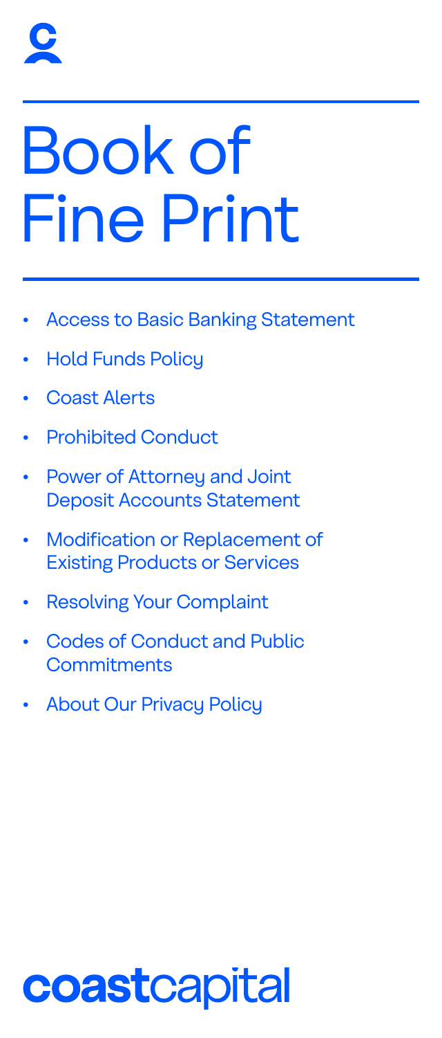# Book of Fine Print

- Access to Basic Banking Statement
- Hold Funds Policy
- Coast Alerts
- Prohibited Conduct
- Power of Attorney and Joint Deposit Accounts Statement
- Modification or Replacement of Existing Products or Services
- Resolving Your Complaint
- Codes of Conduct and Public Commitments
- About Our Privacy Policy

**coast**capital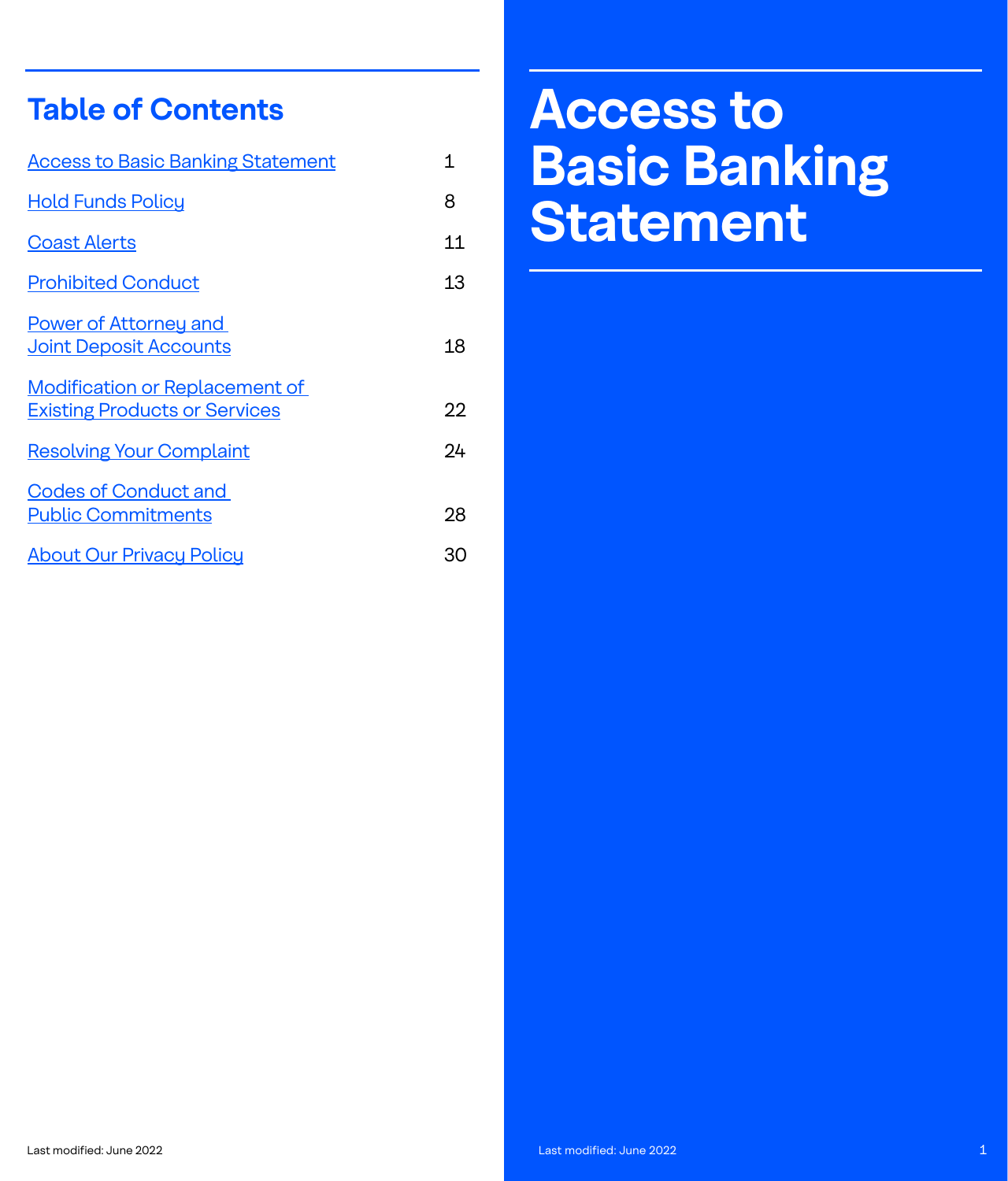## Table of Contents

| | |
|---|---|
| Access to Basic Banking Statement | 1 |
| Hold Funds Policy | 8 |
| Coast Alerts | 11 |
| Prohibited Conduct | 13 |
| Power of Attorney and Joint Deposit Accounts | 18 |
| Modification or Replacement of Existing Products or Services | 22 |
| Resolving Your Complaint | 24 |
| Codes of Conduct and Public Commitments | 28 |
| About Our Privacy Policy | 30 |

# Access to Basic Banking Statement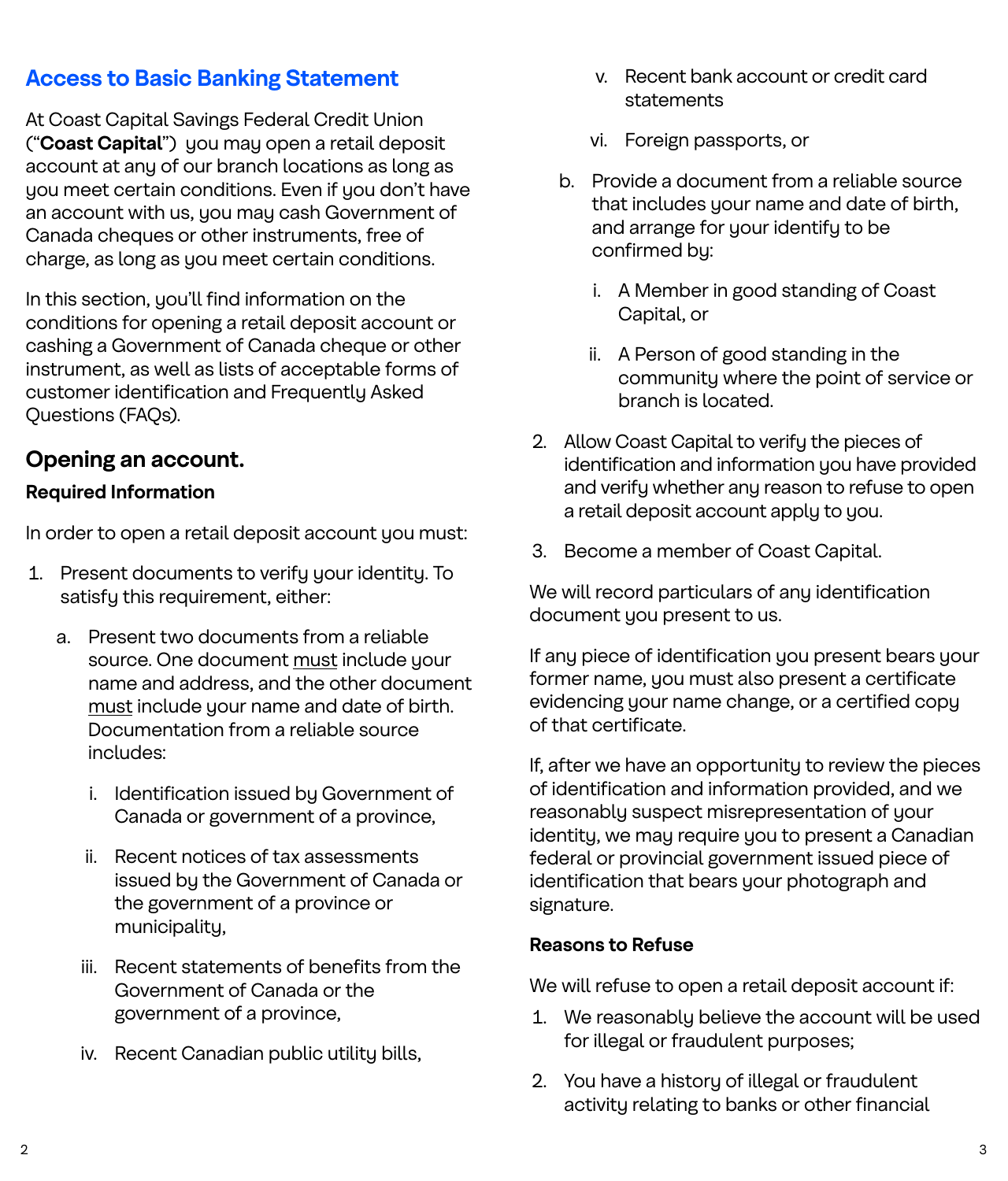## Access to Basic Banking Statement

At Coast Capital Savings Federal Credit Union ("**Coast Capital**") you may open a retail deposit account at any of our branch locations as long as you meet certain conditions. Even if you don't have an account with us, you may cash Government of Canada cheques or other instruments, free of charge, as long as you meet certain conditions.

In this section, you'll find information on the conditions for opening a retail deposit account or cashing a Government of Canada cheque or other instrument, as well as lists of acceptable forms of customer identification and Frequently Asked Questions (FAQs).

### Opening an account.

**Required Information**

In order to open a retail deposit account you must:

1. Present documents to verify your identity. To satisfy this requirement, either:
   a. Present two documents from a reliable source. One document must include your name and address, and the other document must include your name and date of birth. Documentation from a reliable source includes:
      i. Identification issued by Government of Canada or government of a province,
      ii. Recent notices of tax assessments issued by the Government of Canada or the government of a province or municipality,
      iii. Recent statements of benefits from the Government of Canada or the government of a province,
      iv. Recent Canadian public utility bills,
      v. Recent bank account or credit card statements
      vi. Foreign passports, or
   b. Provide a document from a reliable source that includes your name and date of birth, and arrange for your identify to be confirmed by:
      i. A Member in good standing of Coast Capital, or
      ii. A Person of good standing in the community where the point of service or branch is located.
2. Allow Coast Capital to verify the pieces of identification and information you have provided and verify whether any reason to refuse to open a retail deposit account apply to you.
3. Become a member of Coast Capital.

We will record particulars of any identification document you present to us.

If any piece of identification you present bears your former name, you must also present a certificate evidencing your name change, or a certified copy of that certificate.

If, after we have an opportunity to review the pieces of identification and information provided, and we reasonably suspect misrepresentation of your identity, we may require you to present a Canadian federal or provincial government issued piece of identification that bears your photograph and signature.

**Reasons to Refuse**

We will refuse to open a retail deposit account if:

1. We reasonably believe the account will be used for illegal or fraudulent purposes;
2. You have a history of illegal or fraudulent activity relating to banks or other financial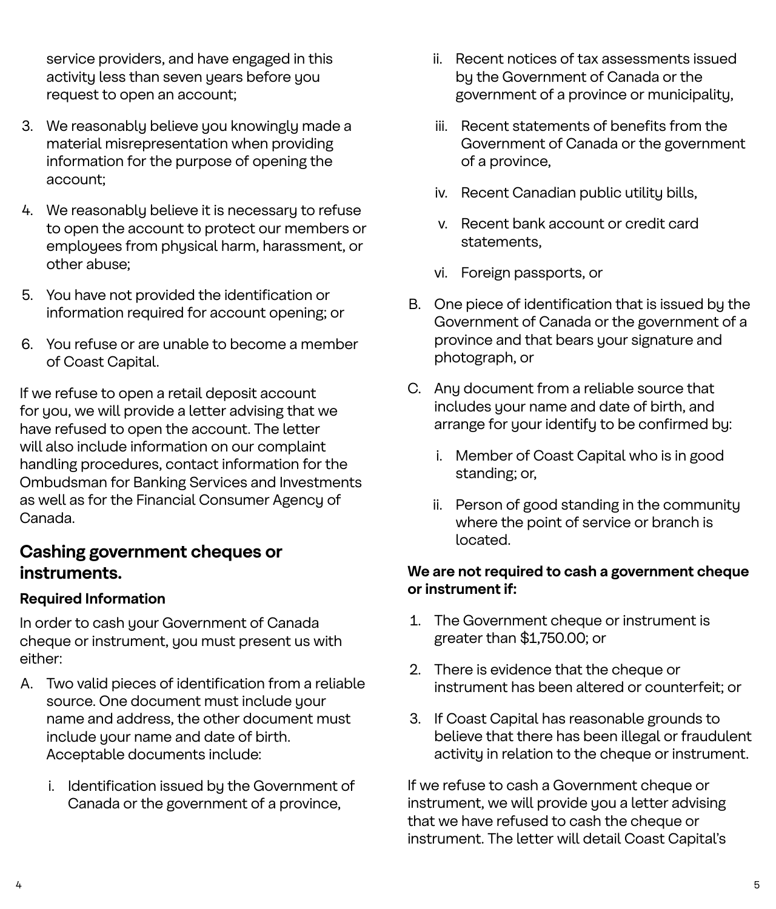service providers, and have engaged in this activity less than seven years before you request to open an account;

3. We reasonably believe you knowingly made a material misrepresentation when providing information for the purpose of opening the account;
4. We reasonably believe it is necessary to refuse to open the account to protect our members or employees from physical harm, harassment, or other abuse;
5. You have not provided the identification or information required for account opening; or
6. You refuse or are unable to become a member of Coast Capital.

If we refuse to open a retail deposit account for you, we will provide a letter advising that we have refused to open the account. The letter will also include information on our complaint handling procedures, contact information for the Ombudsman for Banking Services and Investments as well as for the Financial Consumer Agency of Canada.

## Cashing government cheques or instruments.

### Required Information

In order to cash your Government of Canada cheque or instrument, you must present us with either:

A. Two valid pieces of identification from a reliable source. One document must include your name and address, the other document must include your name and date of birth. Acceptable documents include:
   i. Identification issued by the Government of Canada or the government of a province,
   ii. Recent notices of tax assessments issued by the Government of Canada or the government of a province or municipality,
   iii. Recent statements of benefits from the Government of Canada or the government of a province,
   iv. Recent Canadian public utility bills,
   v. Recent bank account or credit card statements,
   vi. Foreign passports, or

B. One piece of identification that is issued by the Government of Canada or the government of a province and that bears your signature and photograph, or

C. Any document from a reliable source that includes your name and date of birth, and arrange for your identify to be confirmed by:
   i. Member of Coast Capital who is in good standing; or,
   ii. Person of good standing in the community where the point of service or branch is located.

**We are not required to cash a government cheque or instrument if:**

1. The Government cheque or instrument is greater than $1,750.00; or
2. There is evidence that the cheque or instrument has been altered or counterfeit; or
3. If Coast Capital has reasonable grounds to believe that there has been illegal or fraudulent activity in relation to the cheque or instrument.

If we refuse to cash a Government cheque or instrument, we will provide you a letter advising that we have refused to cash the cheque or instrument. The letter will detail Coast Capital's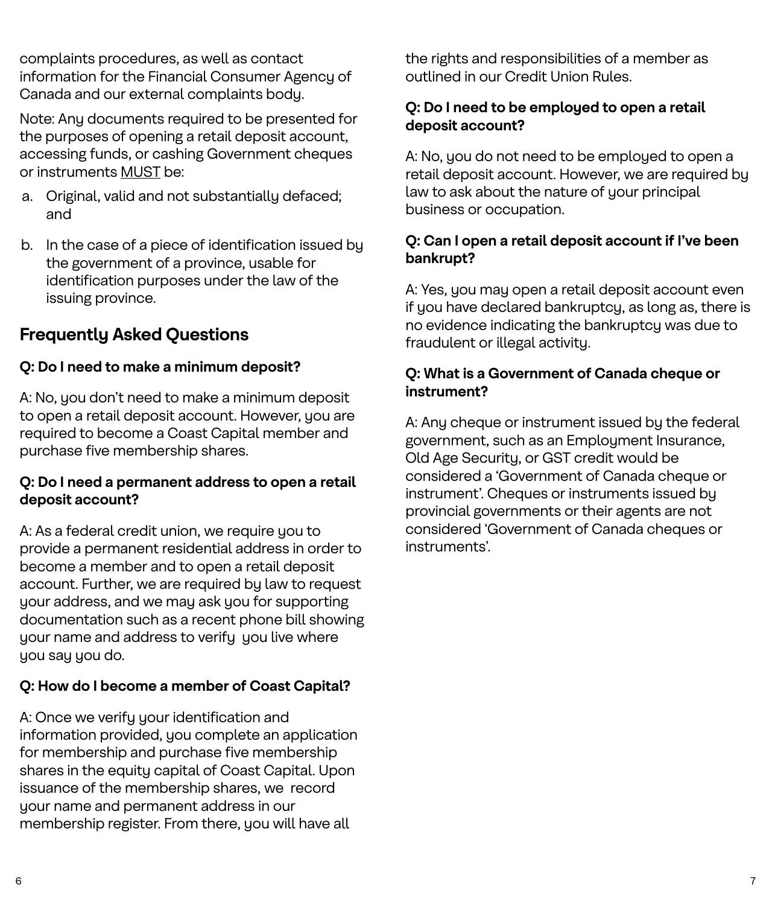complaints procedures, as well as contact information for the Financial Consumer Agency of Canada and our external complaints body.

Note: Any documents required to be presented for the purposes of opening a retail deposit account, accessing funds, or cashing Government cheques or instruments MUST be:

a. Original, valid and not substantially defaced; and

b. In the case of a piece of identification issued by the government of a province, usable for identification purposes under the law of the issuing province.

## Frequently Asked Questions

**Q: Do I need to make a minimum deposit?**

A: No, you don't need to make a minimum deposit to open a retail deposit account. However, you are required to become a Coast Capital member and purchase five membership shares.

**Q: Do I need a permanent address to open a retail deposit account?**

A: As a federal credit union, we require you to provide a permanent residential address in order to become a member and to open a retail deposit account. Further, we are required by law to request your address, and we may ask you for supporting documentation such as a recent phone bill showing your name and address to verify you live where you say you do.

**Q: How do I become a member of Coast Capital?**

A: Once we verify your identification and information provided, you complete an application for membership and purchase five membership shares in the equity capital of Coast Capital. Upon issuance of the membership shares, we record your name and permanent address in our membership register. From there, you will have all the rights and responsibilities of a member as outlined in our Credit Union Rules.

**Q: Do I need to be employed to open a retail deposit account?**

A: No, you do not need to be employed to open a retail deposit account. However, we are required by law to ask about the nature of your principal business or occupation.

**Q: Can I open a retail deposit account if I've been bankrupt?**

A: Yes, you may open a retail deposit account even if you have declared bankruptcy, as long as, there is no evidence indicating the bankruptcy was due to fraudulent or illegal activity.

**Q: What is a Government of Canada cheque or instrument?**

A: Any cheque or instrument issued by the federal government, such as an Employment Insurance, Old Age Security, or GST credit would be considered a 'Government of Canada cheque or instrument'. Cheques or instruments issued by provincial governments or their agents are not considered 'Government of Canada cheques or instruments'.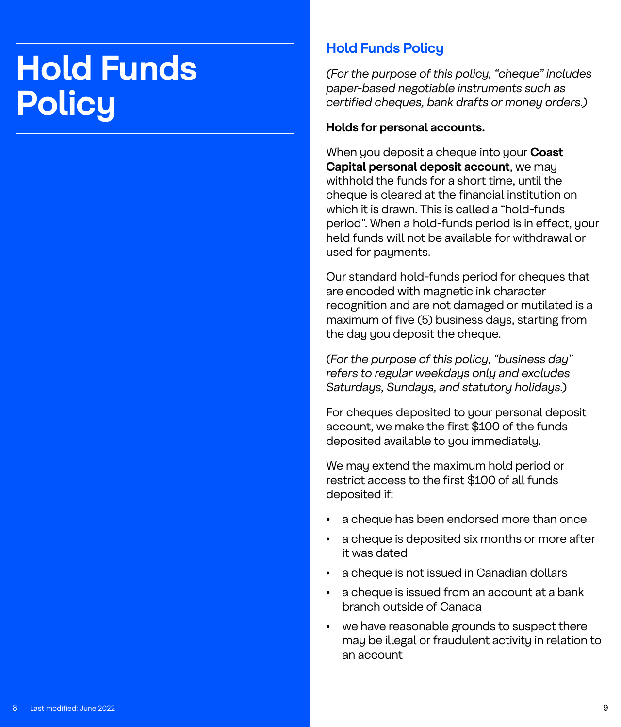# Hold Funds Policy

## Hold Funds Policy

*(For the purpose of this policy, "cheque" includes paper-based negotiable instruments such as certified cheques, bank drafts or money orders.)*

**Holds for personal accounts.**

When you deposit a cheque into your **Coast Capital personal deposit account**, we may withhold the funds for a short time, until the cheque is cleared at the financial institution on which it is drawn. This is called a "hold-funds period". When a hold-funds period is in effect, your held funds will not be available for withdrawal or used for payments.

Our standard hold-funds period for cheques that are encoded with magnetic ink character recognition and are not damaged or mutilated is a maximum of five (5) business days, starting from the day you deposit the cheque.

*(For the purpose of this policy, "business day" refers to regular weekdays only and excludes Saturdays, Sundays, and statutory holidays.)*

For cheques deposited to your personal deposit account, we make the first $100 of the funds deposited available to you immediately.

We may extend the maximum hold period or restrict access to the first $100 of all funds deposited if:

- a cheque has been endorsed more than once
- a cheque is deposited six months or more after it was dated
- a cheque is not issued in Canadian dollars
- a cheque is issued from an account at a bank branch outside of Canada
- we have reasonable grounds to suspect there may be illegal or fraudulent activity in relation to an account

Last modified: June 2022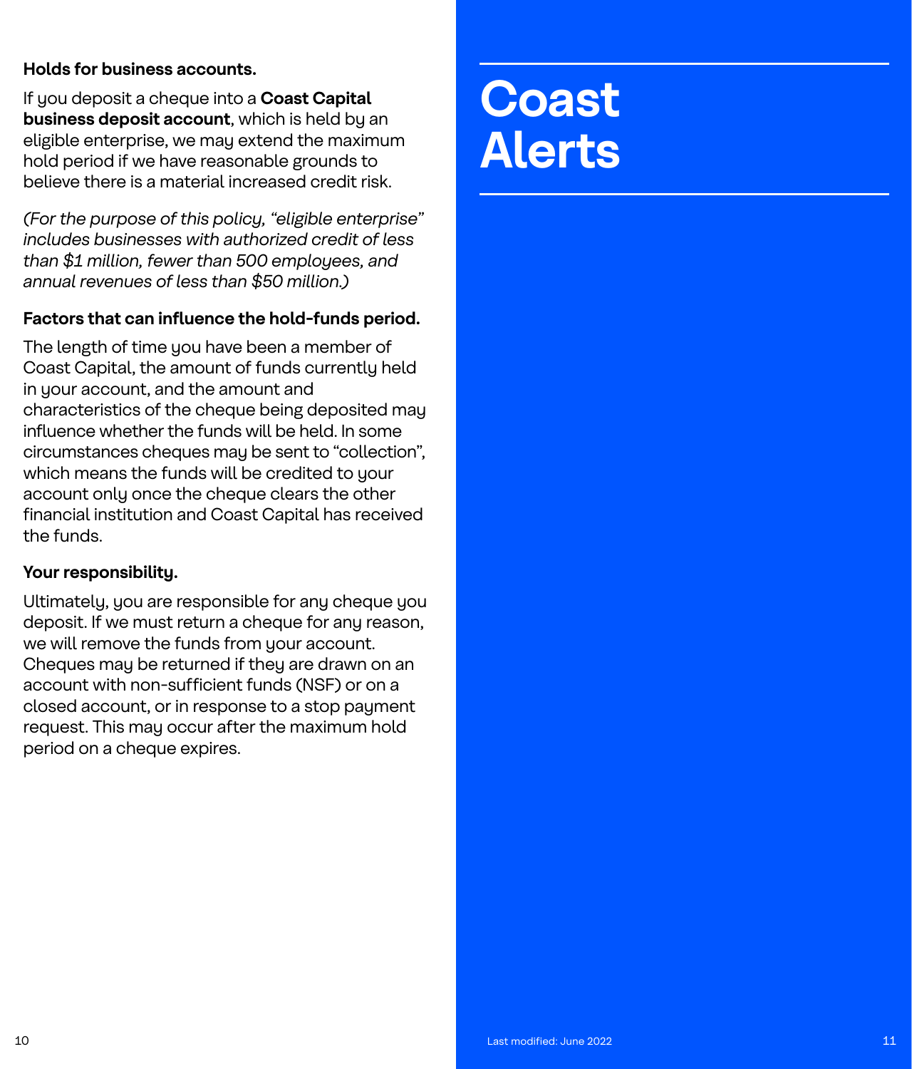**Holds for business accounts.**

If you deposit a cheque into a **Coast Capital business deposit account**, which is held by an eligible enterprise, we may extend the maximum hold period if we have reasonable grounds to believe there is a material increased credit risk.

*(For the purpose of this policy, "eligible enterprise" includes businesses with authorized credit of less than $1 million, fewer than 500 employees, and annual revenues of less than $50 million.)*

**Factors that can influence the hold-funds period.**

The length of time you have been a member of Coast Capital, the amount of funds currently held in your account, and the amount and characteristics of the cheque being deposited may influence whether the funds will be held. In some circumstances cheques may be sent to "collection", which means the funds will be credited to your account only once the cheque clears the other financial institution and Coast Capital has received the funds.

**Your responsibility.**

Ultimately, you are responsible for any cheque you deposit. If we must return a cheque for any reason, we will remove the funds from your account. Cheques may be returned if they are drawn on an account with non-sufficient funds (NSF) or on a closed account, or in response to a stop payment request. This may occur after the maximum hold period on a cheque expires.

# Coast Alerts

Last modified: June 2022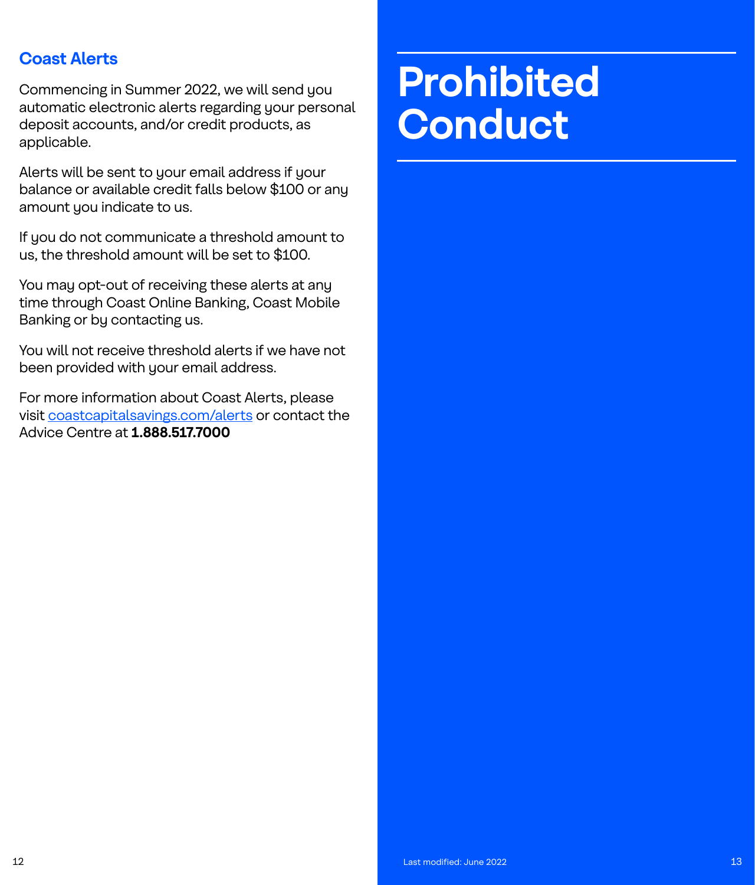## Coast Alerts

Commencing in Summer 2022, we will send you automatic electronic alerts regarding your personal deposit accounts, and/or credit products, as applicable.

Alerts will be sent to your email address if your balance or available credit falls below $100 or any amount you indicate to us.

If you do not communicate a threshold amount to us, the threshold amount will be set to $100.

You may opt-out of receiving these alerts at any time through Coast Online Banking, Coast Mobile Banking or by contacting us.

You will not receive threshold alerts if we have not been provided with your email address.

For more information about Coast Alerts, please visit [coastcapitalsavings.com/alerts](https://coastcapitalsavings.com/alerts) or contact the Advice Centre at **1.888.517.7000**

# Prohibited Conduct

Last modified: June 2022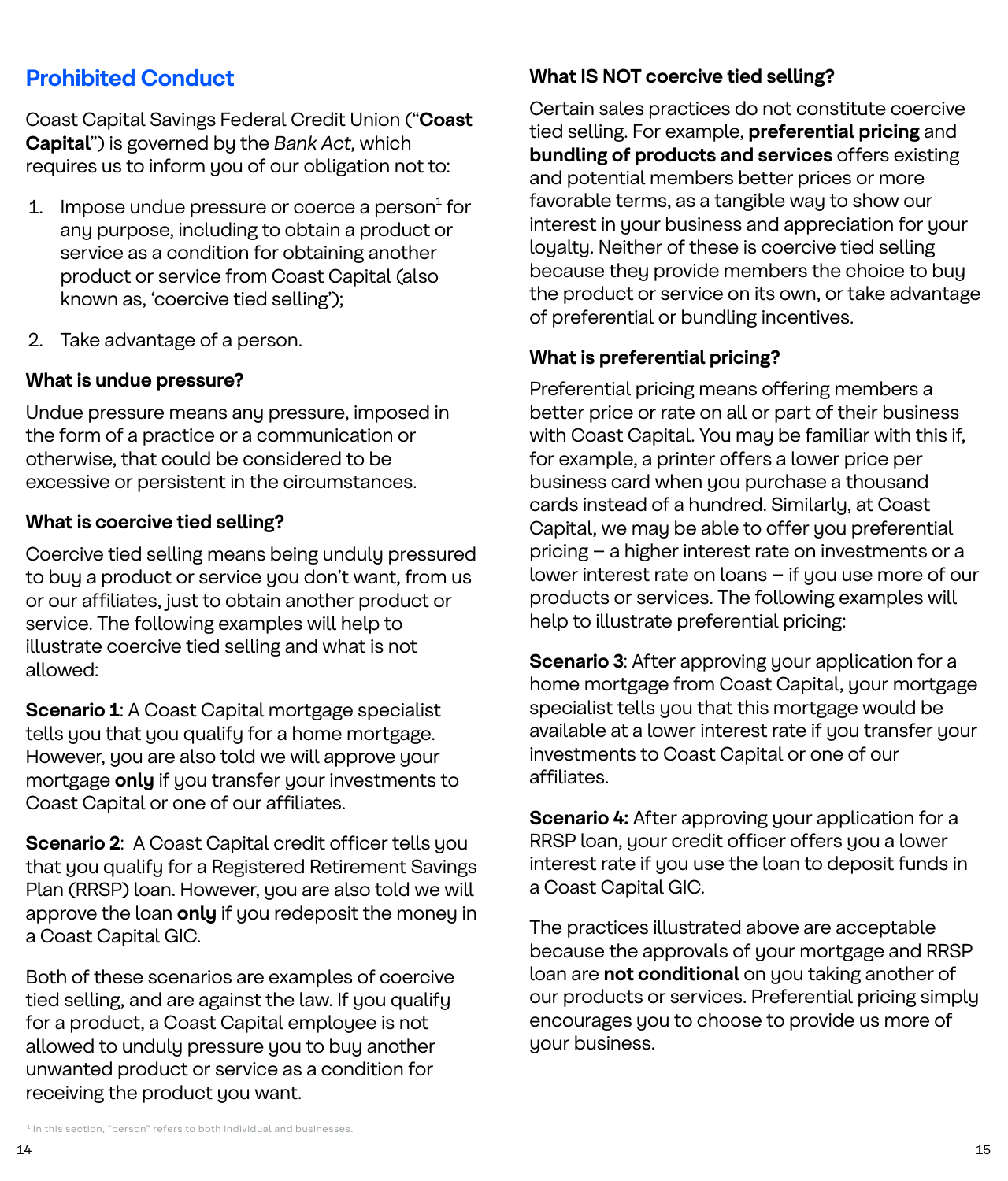## Prohibited Conduct

Coast Capital Savings Federal Credit Union ("**Coast Capital**") is governed by the *Bank Act*, which requires us to inform you of our obligation not to:

1. Impose undue pressure or coerce a person[1] for any purpose, including to obtain a product or service as a condition for obtaining another product or service from Coast Capital (also known as, 'coercive tied selling');
2. Take advantage of a person.

### What is undue pressure?

Undue pressure means any pressure, imposed in the form of a practice or a communication or otherwise, that could be considered to be excessive or persistent in the circumstances.

### What is coercive tied selling?

Coercive tied selling means being unduly pressured to buy a product or service you don't want, from us or our affiliates, just to obtain another product or service. The following examples will help to illustrate coercive tied selling and what is not allowed:

**Scenario 1**: A Coast Capital mortgage specialist tells you that you qualify for a home mortgage. However, you are also told we will approve your mortgage **only** if you transfer your investments to Coast Capital or one of our affiliates.

**Scenario 2**: A Coast Capital credit officer tells you that you qualify for a Registered Retirement Savings Plan (RRSP) loan. However, you are also told we will approve the loan **only** if you redeposit the money in a Coast Capital GIC.

Both of these scenarios are examples of coercive tied selling, and are against the law. If you qualify for a product, a Coast Capital employee is not allowed to unduly pressure you to buy another unwanted product or service as a condition for receiving the product you want.

[1] In this section, "person" refers to both individual and businesses.

### What IS NOT coercive tied selling?

Certain sales practices do not constitute coercive tied selling. For example, **preferential pricing** and **bundling of products and services** offers existing and potential members better prices or more favorable terms, as a tangible way to show our interest in your business and appreciation for your loyalty. Neither of these is coercive tied selling because they provide members the choice to buy the product or service on its own, or take advantage of preferential or bundling incentives.

### What is preferential pricing?

Preferential pricing means offering members a better price or rate on all or part of their business with Coast Capital. You may be familiar with this if, for example, a printer offers a lower price per business card when you purchase a thousand cards instead of a hundred. Similarly, at Coast Capital, we may be able to offer you preferential pricing – a higher interest rate on investments or a lower interest rate on loans – if you use more of our products or services. The following examples will help to illustrate preferential pricing:

**Scenario 3**: After approving your application for a home mortgage from Coast Capital, your mortgage specialist tells you that this mortgage would be available at a lower interest rate if you transfer your investments to Coast Capital or one of our affiliates.

**Scenario 4:** After approving your application for a RRSP loan, your credit officer offers you a lower interest rate if you use the loan to deposit funds in a Coast Capital GIC.

The practices illustrated above are acceptable because the approvals of your mortgage and RRSP loan are **not conditional** on you taking another of our products or services. Preferential pricing simply encourages you to choose to provide us more of your business.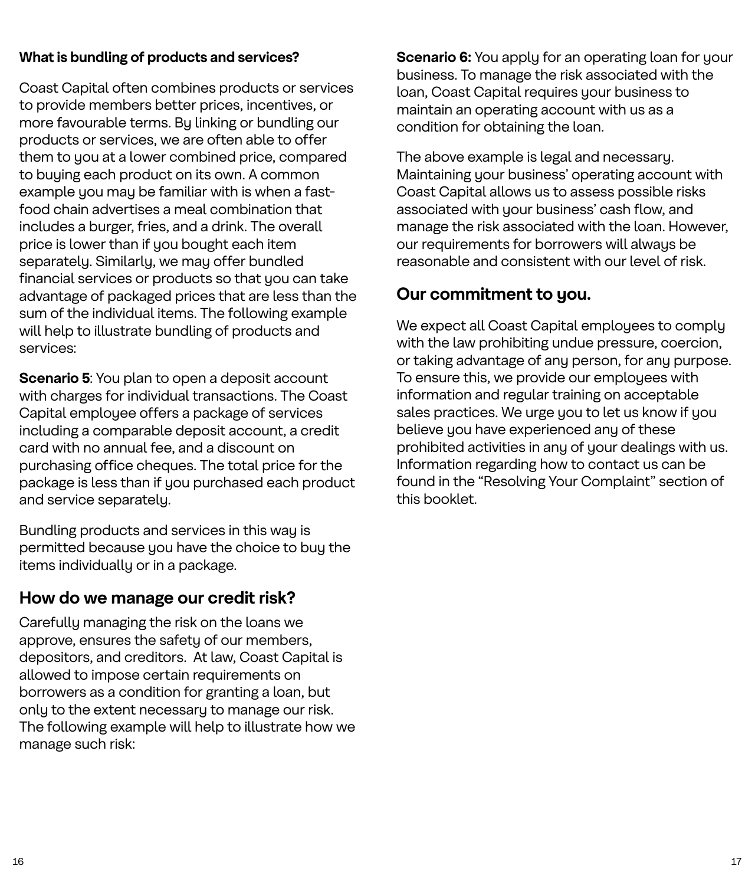**What is bundling of products and services?**

Coast Capital often combines products or services to provide members better prices, incentives, or more favourable terms. By linking or bundling our products or services, we are often able to offer them to you at a lower combined price, compared to buying each product on its own. A common example you may be familiar with is when a fast-food chain advertises a meal combination that includes a burger, fries, and a drink. The overall price is lower than if you bought each item separately. Similarly, we may offer bundled financial services or products so that you can take advantage of packaged prices that are less than the sum of the individual items. The following example will help to illustrate bundling of products and services:

**Scenario 5**: You plan to open a deposit account with charges for individual transactions. The Coast Capital employee offers a package of services including a comparable deposit account, a credit card with no annual fee, and a discount on purchasing office cheques. The total price for the package is less than if you purchased each product and service separately.

Bundling products and services in this way is permitted because you have the choice to buy the items individually or in a package.

## How do we manage our credit risk?

Carefully managing the risk on the loans we approve, ensures the safety of our members, depositors, and creditors. At law, Coast Capital is allowed to impose certain requirements on borrowers as a condition for granting a loan, but only to the extent necessary to manage our risk. The following example will help to illustrate how we manage such risk:

**Scenario 6:** You apply for an operating loan for your business. To manage the risk associated with the loan, Coast Capital requires your business to maintain an operating account with us as a condition for obtaining the loan.

The above example is legal and necessary. Maintaining your business' operating account with Coast Capital allows us to assess possible risks associated with your business' cash flow, and manage the risk associated with the loan. However, our requirements for borrowers will always be reasonable and consistent with our level of risk.

## Our commitment to you.

We expect all Coast Capital employees to comply with the law prohibiting undue pressure, coercion, or taking advantage of any person, for any purpose. To ensure this, we provide our employees with information and regular training on acceptable sales practices. We urge you to let us know if you believe you have experienced any of these prohibited activities in any of your dealings with us. Information regarding how to contact us can be found in the "Resolving Your Complaint" section of this booklet.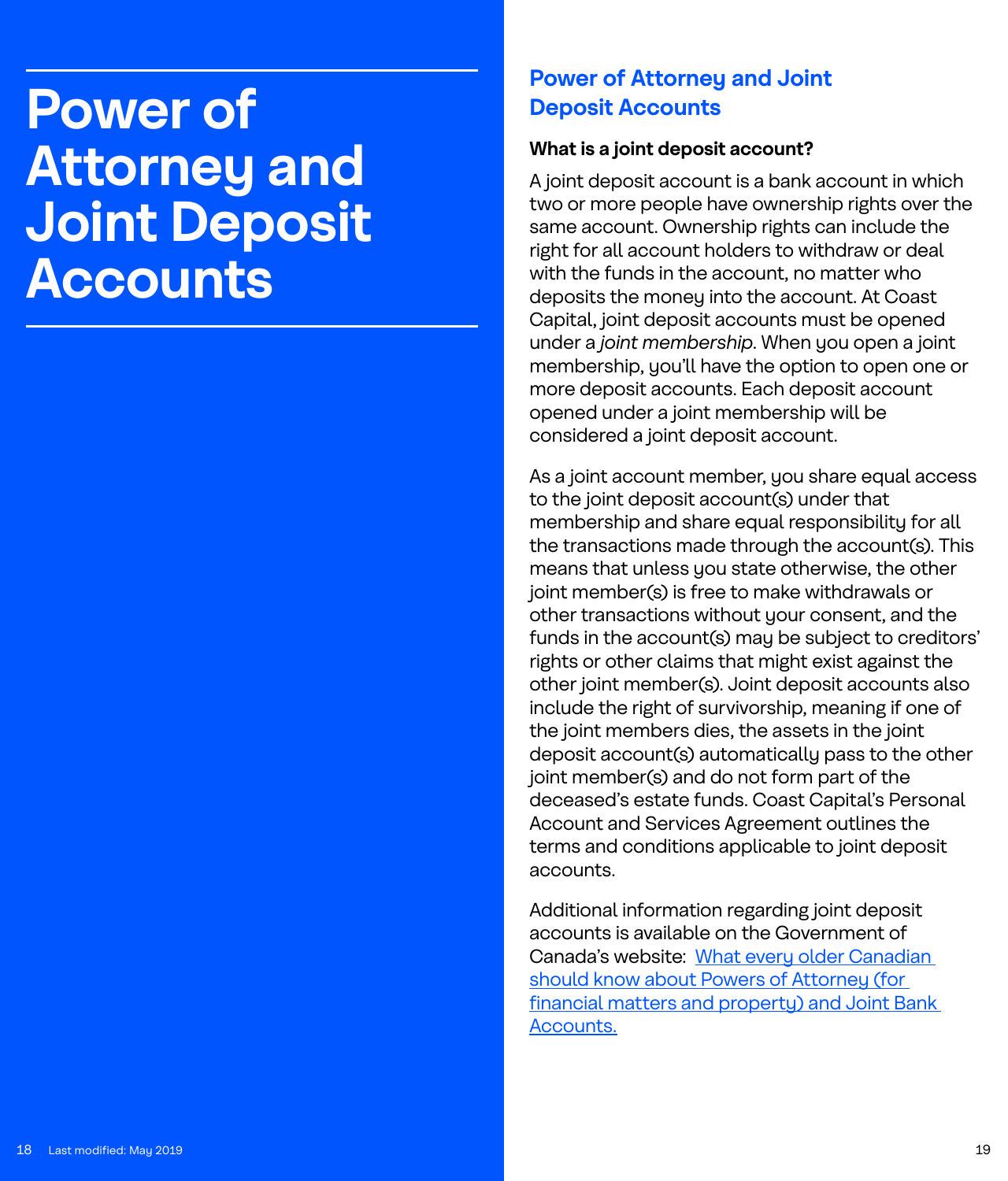# Power of Attorney and Joint Deposit Accounts

## Power of Attorney and Joint Deposit Accounts

**What is a joint deposit account?**

A joint deposit account is a bank account in which two or more people have ownership rights over the same account. Ownership rights can include the right for all account holders to withdraw or deal with the funds in the account, no matter who deposits the money into the account. At Coast Capital, joint deposit accounts must be opened under a *joint membership*. When you open a joint membership, you'll have the option to open one or more deposit accounts. Each deposit account opened under a joint membership will be considered a joint deposit account.

As a joint account member, you share equal access to the joint deposit account(s) under that membership and share equal responsibility for all the transactions made through the account(s). This means that unless you state otherwise, the other joint member(s) is free to make withdrawals or other transactions without your consent, and the funds in the account(s) may be subject to creditors' rights or other claims that might exist against the other joint member(s). Joint deposit accounts also include the right of survivorship, meaning if one of the joint members dies, the assets in the joint deposit account(s) automatically pass to the other joint member(s) and do not form part of the deceased's estate funds. Coast Capital's Personal Account and Services Agreement outlines the terms and conditions applicable to joint deposit accounts.

Additional information regarding joint deposit accounts is available on the Government of Canada's website: [What every older Canadian should know about Powers of Attorney (for financial matters and property) and Joint Bank Accounts.]

Last modified: May 2019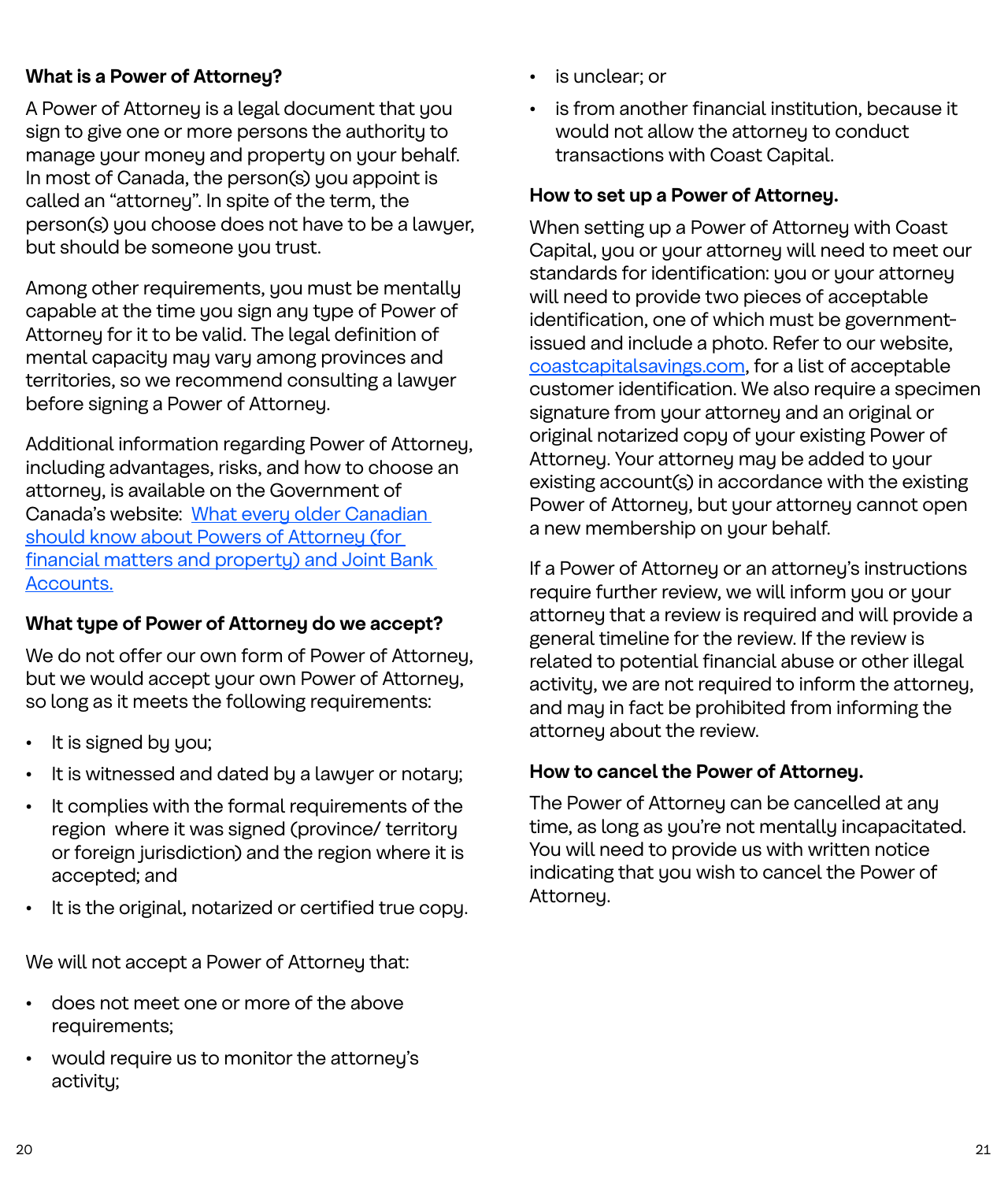## What is a Power of Attorney?

A Power of Attorney is a legal document that you sign to give one or more persons the authority to manage your money and property on your behalf. In most of Canada, the person(s) you appoint is called an "attorney". In spite of the term, the person(s) you choose does not have to be a lawyer, but should be someone you trust.

Among other requirements, you must be mentally capable at the time you sign any type of Power of Attorney for it to be valid. The legal definition of mental capacity may vary among provinces and territories, so we recommend consulting a lawyer before signing a Power of Attorney.

Additional information regarding Power of Attorney, including advantages, risks, and how to choose an attorney, is available on the Government of Canada's website: [What every older Canadian should know about Powers of Attorney (for financial matters and property) and Joint Bank Accounts.]()

## What type of Power of Attorney do we accept?

We do not offer our own form of Power of Attorney, but we would accept your own Power of Attorney, so long as it meets the following requirements:

- It is signed by you;
- It is witnessed and dated by a lawyer or notary;
- It complies with the formal requirements of the region where it was signed (province/ territory or foreign jurisdiction) and the region where it is accepted; and
- It is the original, notarized or certified true copy.

We will not accept a Power of Attorney that:

- does not meet one or more of the above requirements;
- would require us to monitor the attorney's activity;
- is unclear; or
- is from another financial institution, because it would not allow the attorney to conduct transactions with Coast Capital.

## How to set up a Power of Attorney.

When setting up a Power of Attorney with Coast Capital, you or your attorney will need to meet our standards for identification: you or your attorney will need to provide two pieces of acceptable identification, one of which must be government-issued and include a photo. Refer to our website, [coastcapitalsavings.com](), for a list of acceptable customer identification. We also require a specimen signature from your attorney and an original or original notarized copy of your existing Power of Attorney. Your attorney may be added to your existing account(s) in accordance with the existing Power of Attorney, but your attorney cannot open a new membership on your behalf.

If a Power of Attorney or an attorney's instructions require further review, we will inform you or your attorney that a review is required and will provide a general timeline for the review. If the review is related to potential financial abuse or other illegal activity, we are not required to inform the attorney, and may in fact be prohibited from informing the attorney about the review.

## How to cancel the Power of Attorney.

The Power of Attorney can be cancelled at any time, as long as you're not mentally incapacitated. You will need to provide us with written notice indicating that you wish to cancel the Power of Attorney.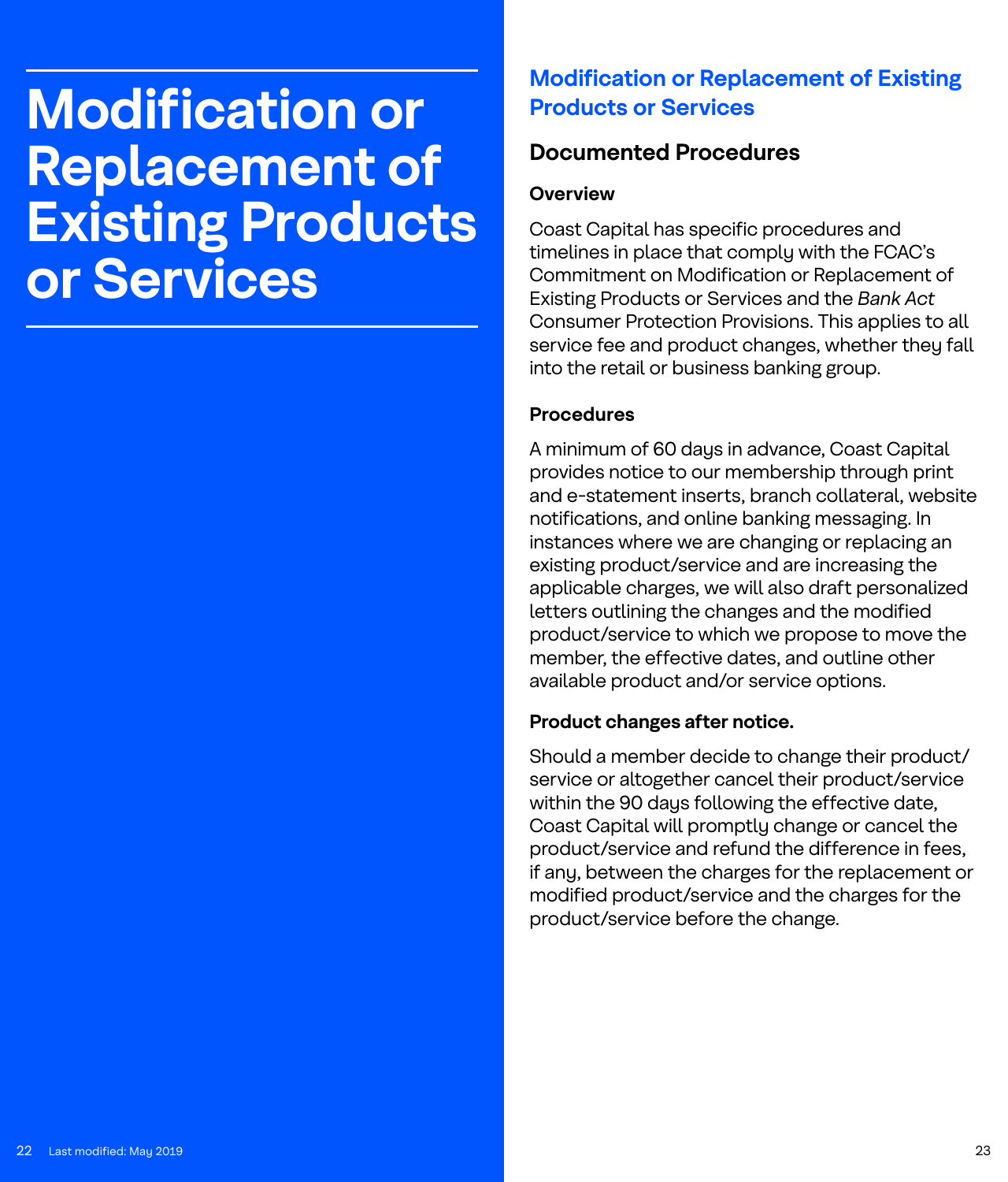# Modification or Replacement of Existing Products or Services

## Modification or Replacement of Existing Products or Services

### Documented Procedures

**Overview**

Coast Capital has specific procedures and timelines in place that comply with the FCAC's Commitment on Modification or Replacement of Existing Products or Services and the *Bank Act* Consumer Protection Provisions. This applies to all service fee and product changes, whether they fall into the retail or business banking group.

**Procedures**

A minimum of 60 days in advance, Coast Capital provides notice to our membership through print and e-statement inserts, branch collateral, website notifications, and online banking messaging. In instances where we are changing or replacing an existing product/service and are increasing the applicable charges, we will also draft personalized letters outlining the changes and the modified product/service to which we propose to move the member, the effective dates, and outline other available product and/or service options.

**Product changes after notice.**

Should a member decide to change their product/service or altogether cancel their product/service within the 90 days following the effective date, Coast Capital will promptly change or cancel the product/service and refund the difference in fees, if any, between the charges for the replacement or modified product/service and the charges for the product/service before the change.

Last modified: May 2019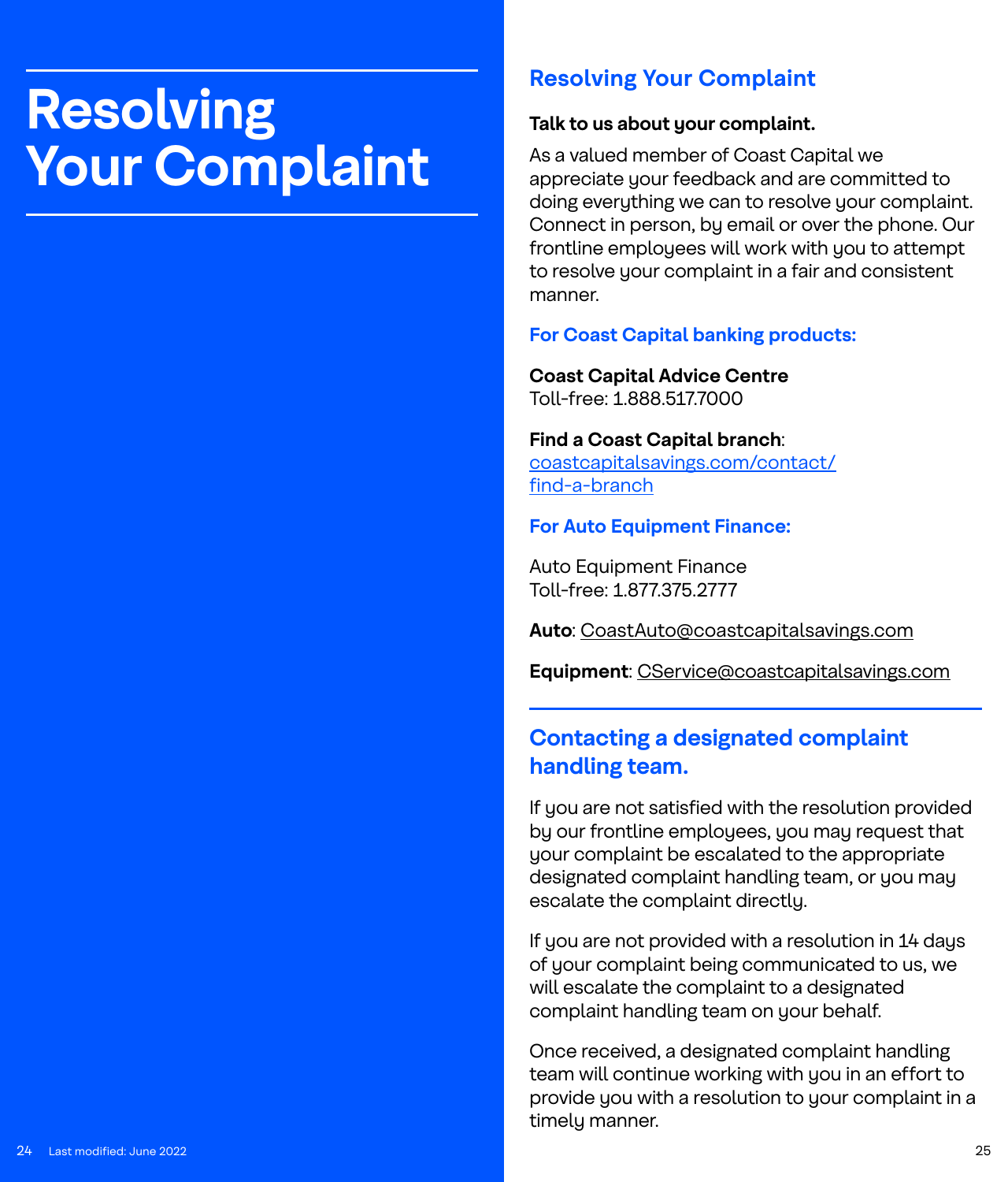# Resolving Your Complaint

## Resolving Your Complaint

**Talk to us about your complaint.**

As a valued member of Coast Capital we appreciate your feedback and are committed to doing everything we can to resolve your complaint. Connect in person, by email or over the phone. Our frontline employees will work with you to attempt to resolve your complaint in a fair and consistent manner.

### For Coast Capital banking products:

**Coast Capital Advice Centre**
Toll-free: 1.888.517.7000

**Find a Coast Capital branch**:
coastcapitalsavings.com/contact/find-a-branch

### For Auto Equipment Finance:

Auto Equipment Finance
Toll-free: 1.877.375.2777

**Auto**: CoastAuto@coastcapitalsavings.com

**Equipment**: CService@coastcapitalsavings.com

## Contacting a designated complaint handling team.

If you are not satisfied with the resolution provided by our frontline employees, you may request that your complaint be escalated to the appropriate designated complaint handling team, or you may escalate the complaint directly.

If you are not provided with a resolution in 14 days of your complaint being communicated to us, we will escalate the complaint to a designated complaint handling team on your behalf.

Once received, a designated complaint handling team will continue working with you in an effort to provide you with a resolution to your complaint in a timely manner.

Last modified: June 2022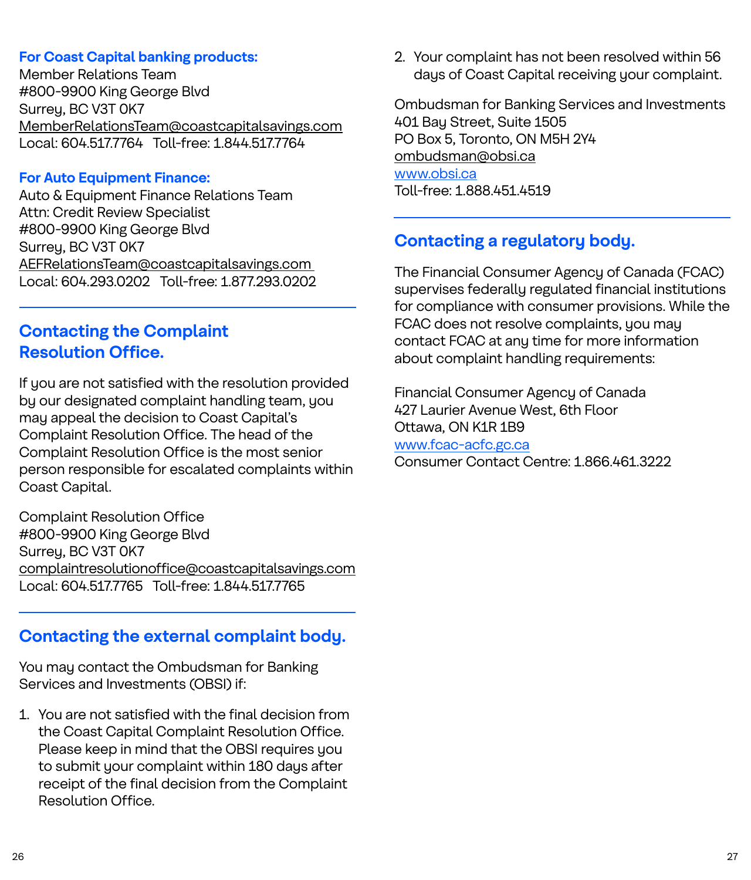**For Coast Capital banking products:**
Member Relations Team
#800-9900 King George Blvd
Surrey, BC V3T 0K7
MemberRelationsTeam@coastcapitalsavings.com
Local: 604.517.7764   Toll-free: 1.844.517.7764

**For Auto Equipment Finance:**
Auto & Equipment Finance Relations Team
Attn: Credit Review Specialist
#800-9900 King George Blvd
Surrey, BC V3T 0K7
AEFRelationsTeam@coastcapitalsavings.com
Local: 604.293.0202   Toll-free: 1.877.293.0202

## Contacting the Complaint Resolution Office.

If you are not satisfied with the resolution provided by our designated complaint handling team, you may appeal the decision to Coast Capital's Complaint Resolution Office. The head of the Complaint Resolution Office is the most senior person responsible for escalated complaints within Coast Capital.

Complaint Resolution Office
#800-9900 King George Blvd
Surrey, BC V3T 0K7
complaintresolutionoffice@coastcapitalsavings.com
Local: 604.517.7765   Toll-free: 1.844.517.7765

## Contacting the external complaint body.

You may contact the Ombudsman for Banking Services and Investments (OBSI) if:

1. You are not satisfied with the final decision from the Coast Capital Complaint Resolution Office. Please keep in mind that the OBSI requires you to submit your complaint within 180 days after receipt of the final decision from the Complaint Resolution Office.
2. Your complaint has not been resolved within 56 days of Coast Capital receiving your complaint.

Ombudsman for Banking Services and Investments
401 Bay Street, Suite 1505
PO Box 5, Toronto, ON M5H 2Y4
ombudsman@obsi.ca
www.obsi.ca
Toll-free: 1.888.451.4519

## Contacting a regulatory body.

The Financial Consumer Agency of Canada (FCAC) supervises federally regulated financial institutions for compliance with consumer provisions. While the FCAC does not resolve complaints, you may contact FCAC at any time for more information about complaint handling requirements:

Financial Consumer Agency of Canada
427 Laurier Avenue West, 6th Floor
Ottawa, ON K1R 1B9
www.fcac-acfc.gc.ca
Consumer Contact Centre: 1.866.461.3222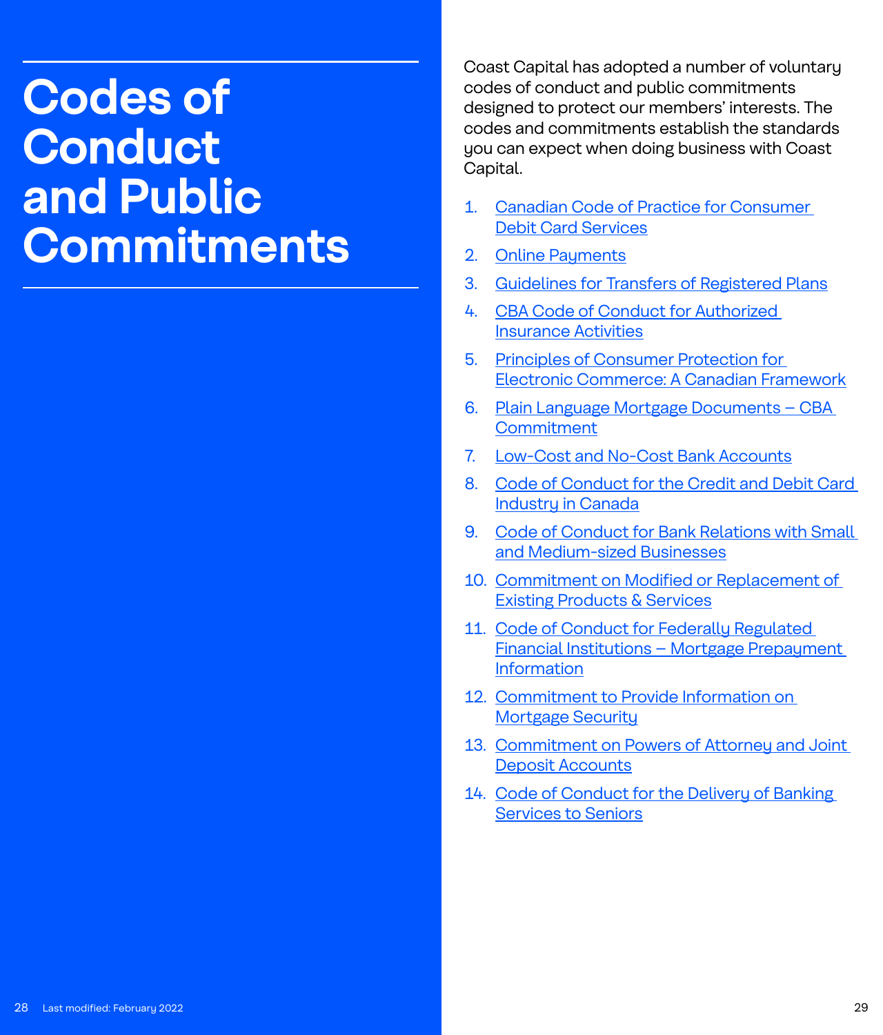# Codes of Conduct and Public Commitments

Coast Capital has adopted a number of voluntary codes of conduct and public commitments designed to protect our members' interests. The codes and commitments establish the standards you can expect when doing business with Coast Capital.

1. Canadian Code of Practice for Consumer Debit Card Services
2. Online Payments
3. Guidelines for Transfers of Registered Plans
4. CBA Code of Conduct for Authorized Insurance Activities
5. Principles of Consumer Protection for Electronic Commerce: A Canadian Framework
6. Plain Language Mortgage Documents – CBA Commitment
7. Low-Cost and No-Cost Bank Accounts
8. Code of Conduct for the Credit and Debit Card Industry in Canada
9. Code of Conduct for Bank Relations with Small and Medium-sized Businesses
10. Commitment on Modified or Replacement of Existing Products & Services
11. Code of Conduct for Federally Regulated Financial Institutions – Mortgage Prepayment Information
12. Commitment to Provide Information on Mortgage Security
13. Commitment on Powers of Attorney and Joint Deposit Accounts
14. Code of Conduct for the Delivery of Banking Services to Seniors

Last modified: February 2022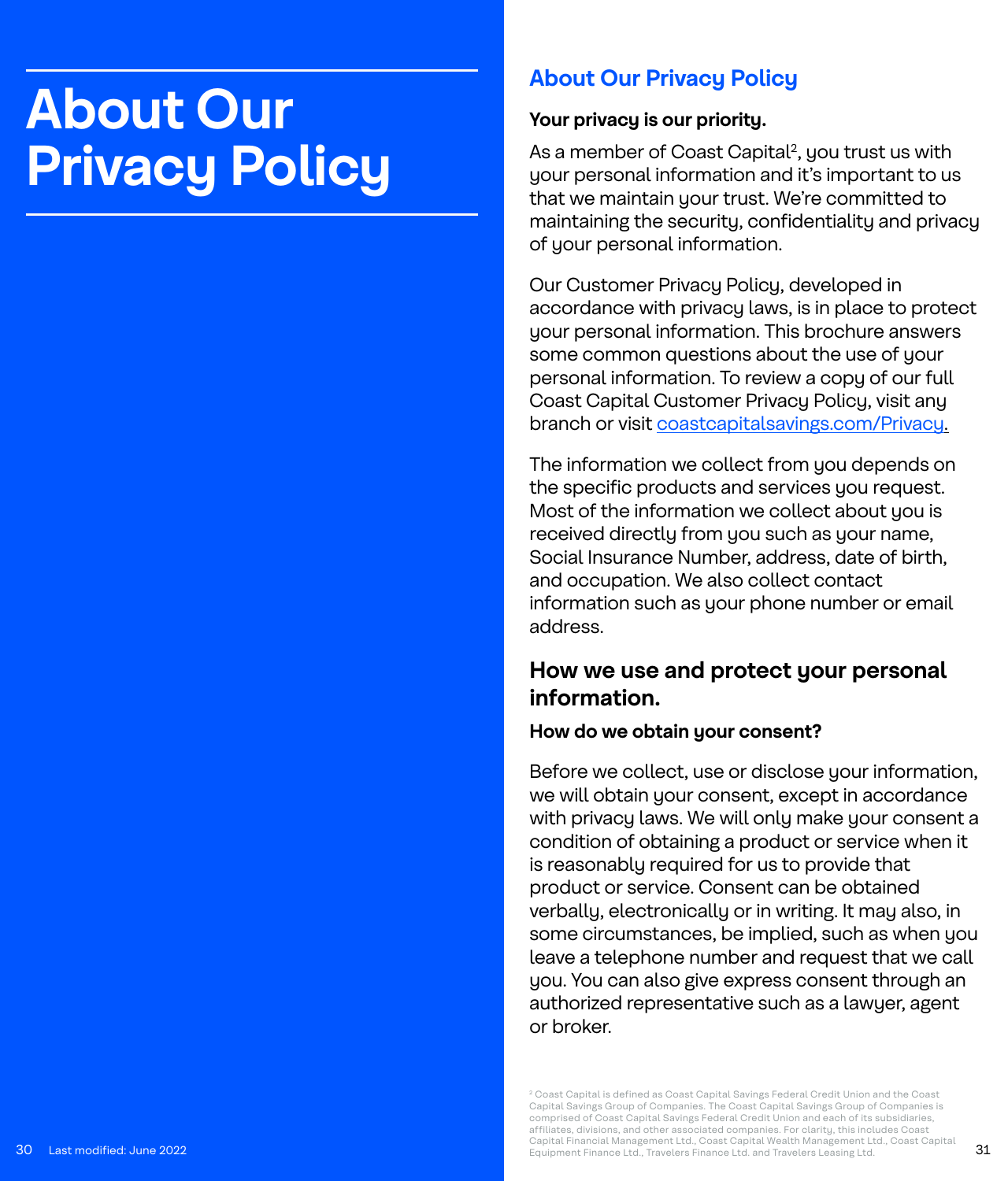# About Our Privacy Policy

## About Our Privacy Policy

**Your privacy is our priority.**

As a member of Coast Capital[2], you trust us with your personal information and it's important to us that we maintain your trust. We're committed to maintaining the security, confidentiality and privacy of your personal information.

Our Customer Privacy Policy, developed in accordance with privacy laws, is in place to protect your personal information. This brochure answers some common questions about the use of your personal information. To review a copy of our full Coast Capital Customer Privacy Policy, visit any branch or visit coastcapitalsavings.com/Privacy.

The information we collect from you depends on the specific products and services you request. Most of the information we collect about you is received directly from you such as your name, Social Insurance Number, address, date of birth, and occupation. We also collect contact information such as your phone number or email address.

## How we use and protect your personal information.

**How do we obtain your consent?**

Before we collect, use or disclose your information, we will obtain your consent, except in accordance with privacy laws. We will only make your consent a condition of obtaining a product or service when it is reasonably required for us to provide that product or service. Consent can be obtained verbally, electronically or in writing. It may also, in some circumstances, be implied, such as when you leave a telephone number and request that we call you. You can also give express consent through an authorized representative such as a lawyer, agent or broker.

[2] Coast Capital is defined as Coast Capital Savings Federal Credit Union and the Coast Capital Savings Group of Companies. The Coast Capital Savings Group of Companies is comprised of Coast Capital Savings Federal Credit Union and each of its subsidiaries, affiliates, divisions, and other associated companies. For clarity, this includes Coast Capital Financial Management Ltd., Coast Capital Wealth Management Ltd., Coast Capital Equipment Finance Ltd., Travelers Finance Ltd. and Travelers Leasing Ltd.

Last modified: June 2022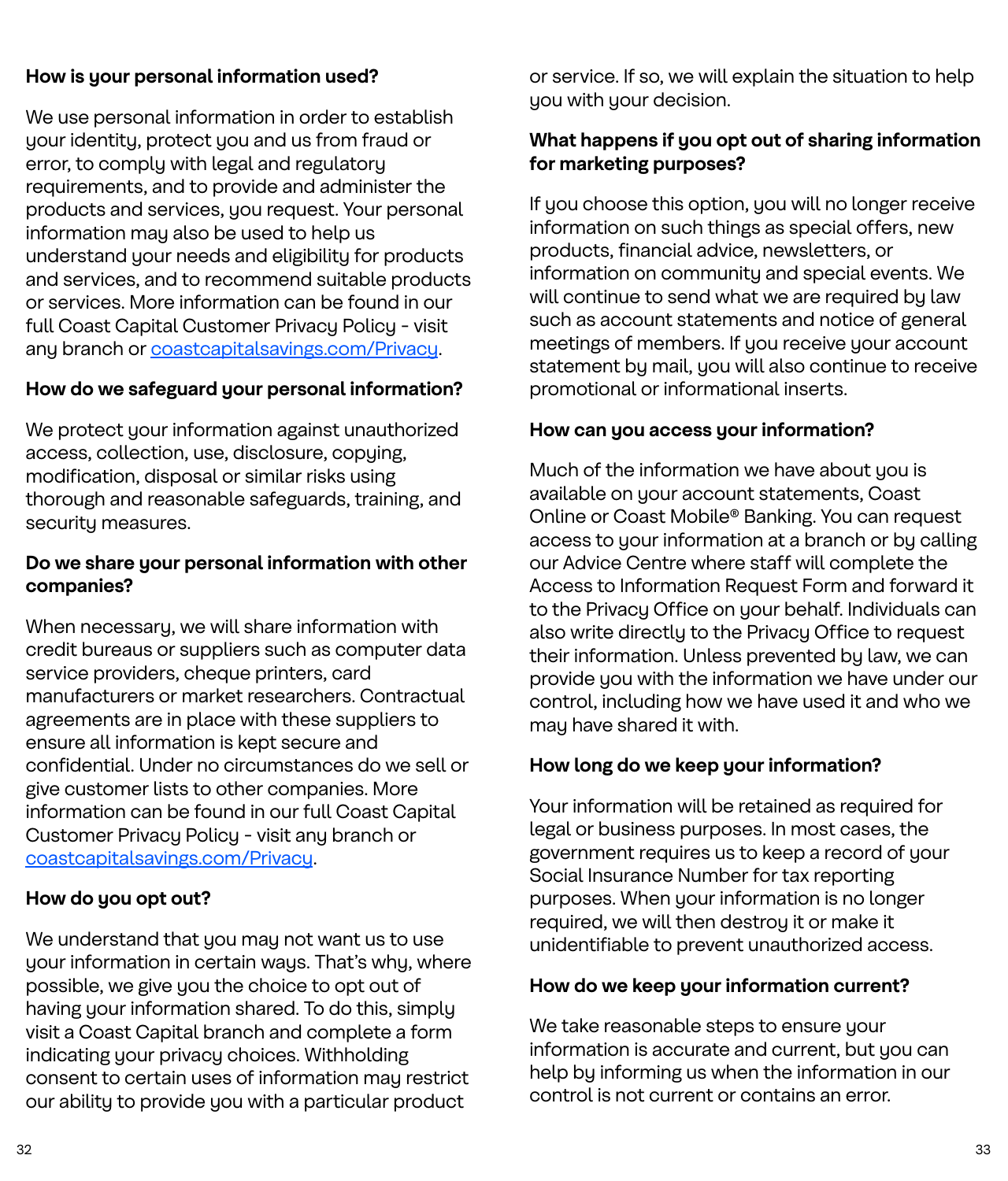**How is your personal information used?**

We use personal information in order to establish your identity, protect you and us from fraud or error, to comply with legal and regulatory requirements, and to provide and administer the products and services, you request. Your personal information may also be used to help us understand your needs and eligibility for products and services, and to recommend suitable products or services. More information can be found in our full Coast Capital Customer Privacy Policy - visit any branch or coastcapitalsavings.com/Privacy.

**How do we safeguard your personal information?**

We protect your information against unauthorized access, collection, use, disclosure, copying, modification, disposal or similar risks using thorough and reasonable safeguards, training, and security measures.

**Do we share your personal information with other companies?**

When necessary, we will share information with credit bureaus or suppliers such as computer data service providers, cheque printers, card manufacturers or market researchers. Contractual agreements are in place with these suppliers to ensure all information is kept secure and confidential. Under no circumstances do we sell or give customer lists to other companies. More information can be found in our full Coast Capital Customer Privacy Policy - visit any branch or coastcapitalsavings.com/Privacy.

**How do you opt out?**

We understand that you may not want us to use your information in certain ways. That's why, where possible, we give you the choice to opt out of having your information shared. To do this, simply visit a Coast Capital branch and complete a form indicating your privacy choices. Withholding consent to certain uses of information may restrict our ability to provide you with a particular product or service. If so, we will explain the situation to help you with your decision.

**What happens if you opt out of sharing information for marketing purposes?**

If you choose this option, you will no longer receive information on such things as special offers, new products, financial advice, newsletters, or information on community and special events. We will continue to send what we are required by law such as account statements and notice of general meetings of members. If you receive your account statement by mail, you will also continue to receive promotional or informational inserts.

**How can you access your information?**

Much of the information we have about you is available on your account statements, Coast Online or Coast Mobile® Banking. You can request access to your information at a branch or by calling our Advice Centre where staff will complete the Access to Information Request Form and forward it to the Privacy Office on your behalf. Individuals can also write directly to the Privacy Office to request their information. Unless prevented by law, we can provide you with the information we have under our control, including how we have used it and who we may have shared it with.

**How long do we keep your information?**

Your information will be retained as required for legal or business purposes. In most cases, the government requires us to keep a record of your Social Insurance Number for tax reporting purposes. When your information is no longer required, we will then destroy it or make it unidentifiable to prevent unauthorized access.

**How do we keep your information current?**

We take reasonable steps to ensure your information is accurate and current, but you can help by informing us when the information in our control is not current or contains an error.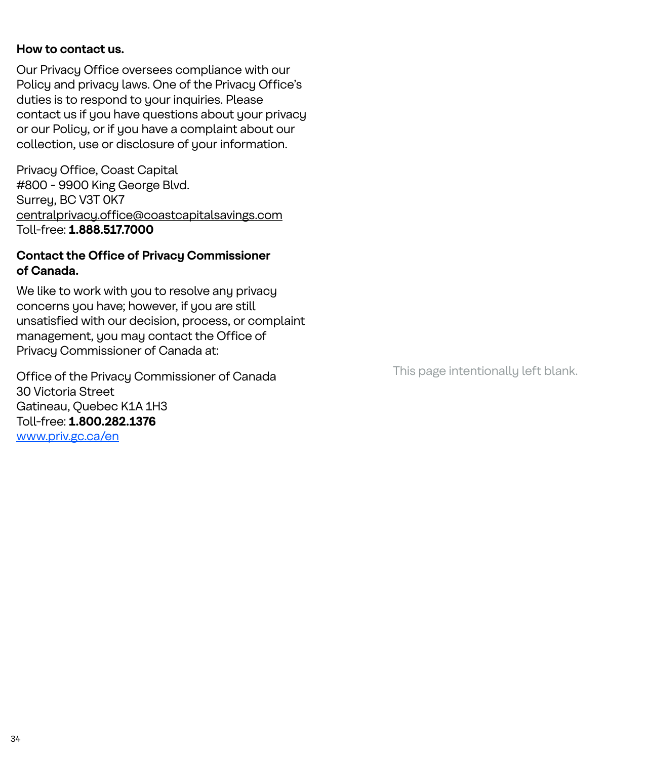**How to contact us.**

Our Privacy Office oversees compliance with our Policy and privacy laws. One of the Privacy Office's duties is to respond to your inquiries. Please contact us if you have questions about your privacy or our Policy, or if you have a complaint about our collection, use or disclosure of your information.

Privacy Office, Coast Capital
#800 - 9900 King George Blvd.
Surrey, BC V3T 0K7
centralprivacy.office@coastcapitalsavings.com
Toll-free: **1.888.517.7000**

**Contact the Office of Privacy Commissioner of Canada.**

We like to work with you to resolve any privacy concerns you have; however, if you are still unsatisfied with our decision, process, or complaint management, you may contact the Office of Privacy Commissioner of Canada at:

Office of the Privacy Commissioner of Canada
30 Victoria Street
Gatineau, Quebec K1A 1H3
Toll-free: **1.800.282.1376**
www.priv.gc.ca/en

This page intentionally left blank.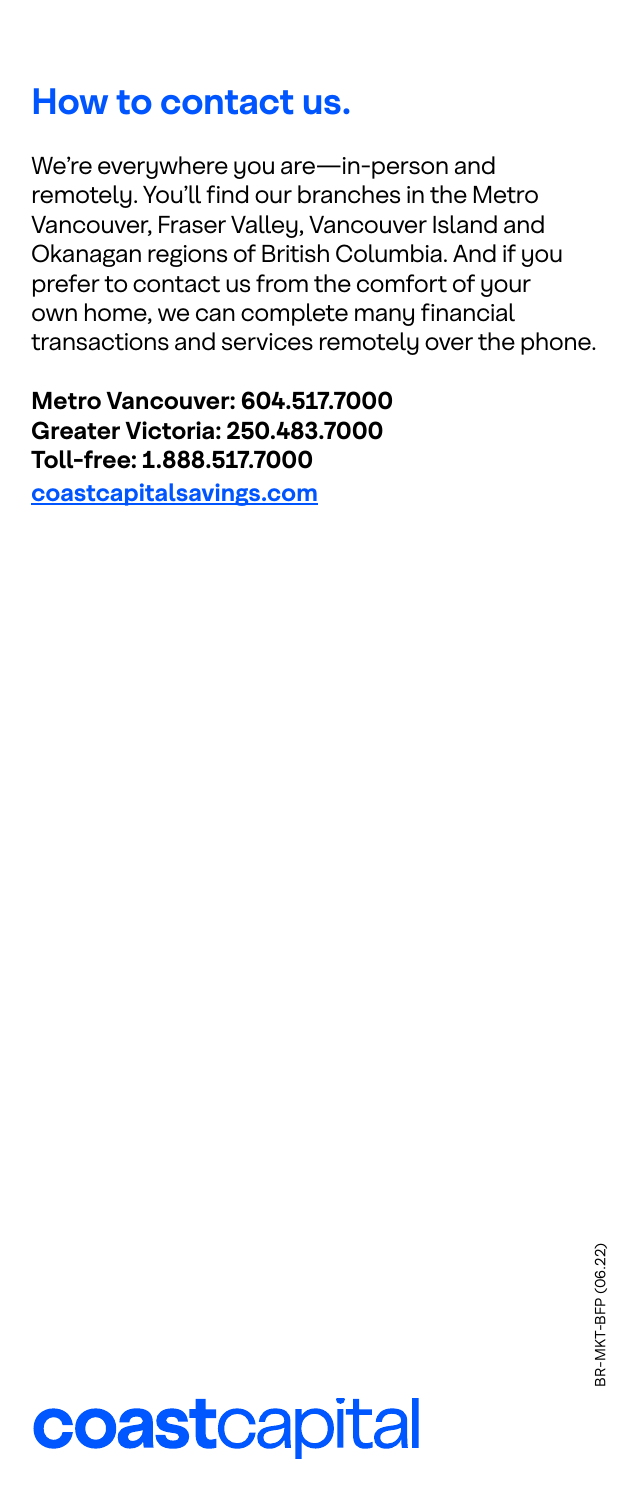## How to contact us.

We're everywhere you are—in-person and remotely. You'll find our branches in the Metro Vancouver, Fraser Valley, Vancouver Island and Okanagan regions of British Columbia. And if you prefer to contact us from the comfort of your own home, we can complete many financial transactions and services remotely over the phone.

**Metro Vancouver: 604.517.7000**
**Greater Victoria: 250.483.7000**
**Toll-free: 1.888.517.7000**
**coastcapitalsavings.com**

BR-MKT-BFP (06.22)

**coast**capital